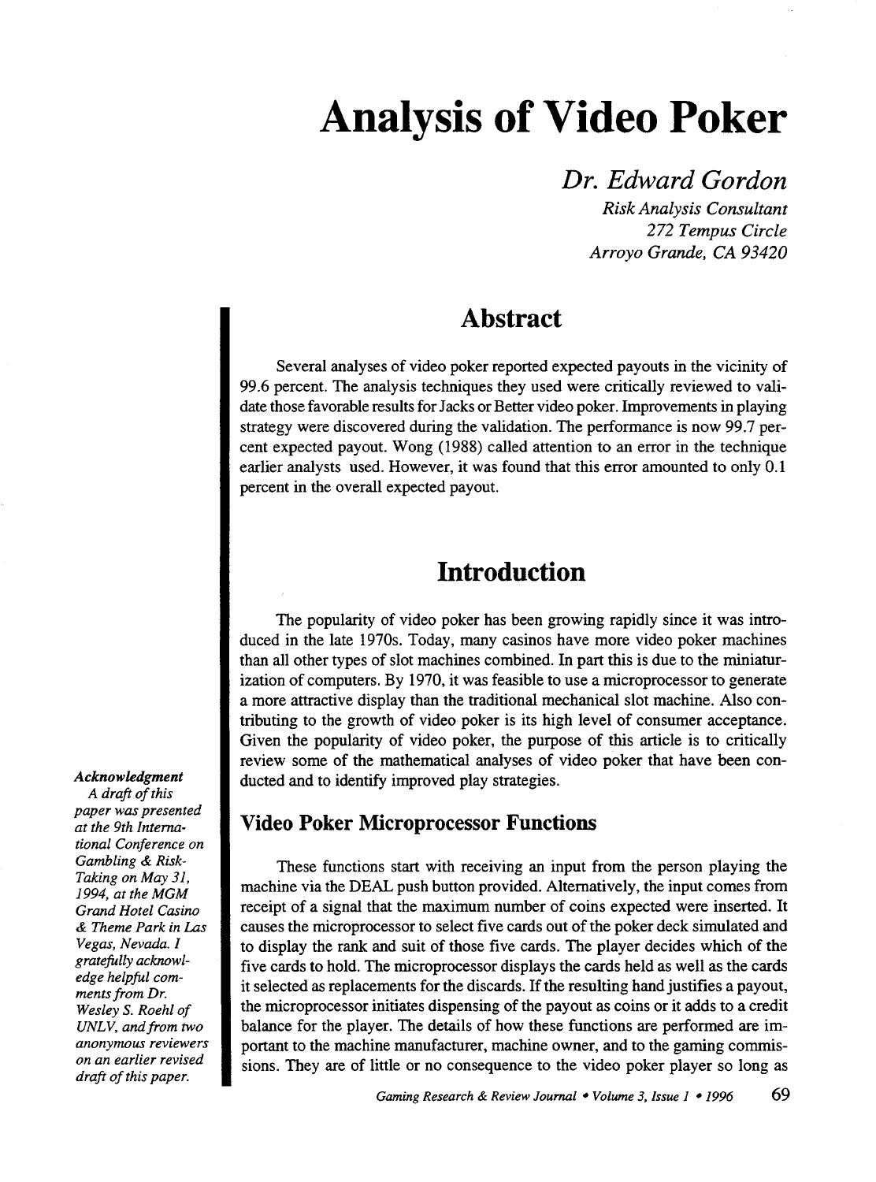# Analysis of Video Poker

*Dr. Edward Gordon*

*Risk Analysis Consultant*
*272 Tempus Circle*
*Arroyo Grande, CA 93420*

## Abstract

Several analyses of video poker reported expected payouts in the vicinity of 99.6 percent. The analysis techniques they used were critically reviewed to validate those favorable results for Jacks or Better video poker. Improvements in playing strategy were discovered during the validation. The performance is now 99.7 percent expected payout. Wong (1988) called attention to an error in the technique earlier analysts used. However, it was found that this error amounted to only 0.1 percent in the overall expected payout.

## Introduction

The popularity of video poker has been growing rapidly since it was introduced in the late 1970s. Today, many casinos have more video poker machines than all other types of slot machines combined. In part this is due to the miniaturization of computers. By 1970, it was feasible to use a microprocessor to generate a more attractive display than the traditional mechanical slot machine. Also contributing to the growth of video poker is its high level of consumer acceptance. Given the popularity of video poker, the purpose of this article is to critically review some of the mathematical analyses of video poker that have been conducted and to identify improved play strategies.

### Video Poker Microprocessor Functions

These functions start with receiving an input from the person playing the machine via the DEAL push button provided. Alternatively, the input comes from receipt of a signal that the maximum number of coins expected were inserted. It causes the microprocessor to select five cards out of the poker deck simulated and to display the rank and suit of those five cards. The player decides which of the five cards to hold. The microprocessor displays the cards held as well as the cards it selected as replacements for the discards. If the resulting hand justifies a payout, the microprocessor initiates dispensing of the payout as coins or it adds to a credit balance for the player. The details of how these functions are performed are important to the machine manufacturer, machine owner, and to the gaming commissions. They are of little or no consequence to the video poker player so long as

***Acknowledgment***
*A draft of this paper was presented at the 9th International Conference on Gambling & Risk-Taking on May 31, 1994, at the MGM Grand Hotel Casino & Theme Park in Las Vegas, Nevada. I gratefully acknowledge helpful comments from Dr. Wesley S. Roehl of UNLV, and from two anonymous reviewers on an earlier revised draft of this paper.*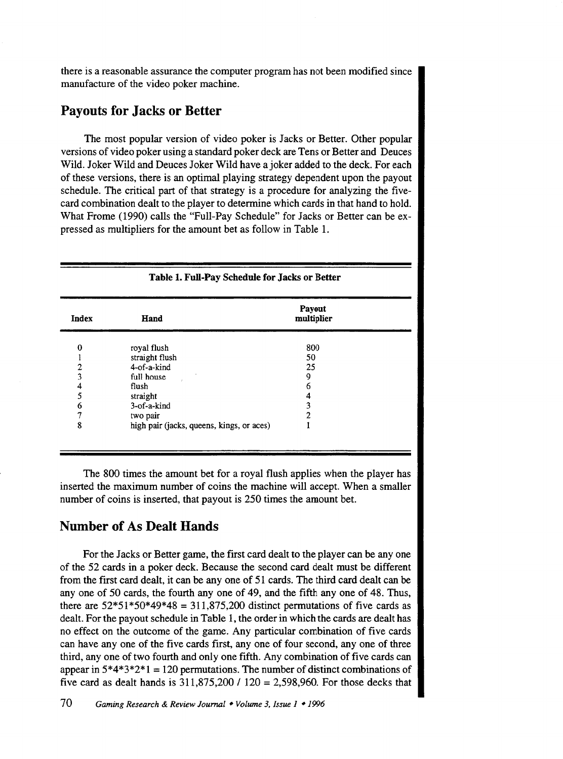there is a reasonable assurance the computer program has not been modified since manufacture of the video poker machine.

## Payouts for Jacks or Better

The most popular version of video poker is Jacks or Better. Other popular versions of video poker using a standard poker deck are Tens or Better and Deuces Wild. Joker Wild and Deuces Joker Wild have a joker added to the deck. For each of these versions, there is an optimal playing strategy dependent upon the payout schedule. The critical part of that strategy is a procedure for analyzing the five-card combination dealt to the player to determine which cards in that hand to hold. What Frome (1990) calls the "Full-Pay Schedule" for Jacks or Better can be expressed as multipliers for the amount bet as follow in Table 1.

**Table 1. Full-Pay Schedule for Jacks or Better**

| Index | Hand | Payout multiplier |
|---|---|---|
| 0 | royal flush | 800 |
| 1 | straight flush | 50 |
| 2 | 4-of-a-kind | 25 |
| 3 | full house | 9 |
| 4 | flush | 6 |
| 5 | straight | 4 |
| 6 | 3-of-a-kind | 3 |
| 7 | two pair | 2 |
| 8 | high pair (jacks, queens, kings, or aces) | 1 |

The 800 times the amount bet for a royal flush applies when the player has inserted the maximum number of coins the machine will accept. When a smaller number of coins is inserted, that payout is 250 times the amount bet.

## Number of As Dealt Hands

For the Jacks or Better game, the first card dealt to the player can be any one of the 52 cards in a poker deck. Because the second card dealt must be different from the first card dealt, it can be any one of 51 cards. The third card dealt can be any one of 50 cards, the fourth any one of 49, and the fifth any one of 48. Thus, there are 52*51*50*49*48 = 311,875,200 distinct permutations of five cards as dealt. For the payout schedule in Table 1, the order in which the cards are dealt has no effect on the outcome of the game. Any particular combination of five cards can have any one of the five cards first, any one of four second, any one of three third, any one of two fourth and only one fifth. Any combination of five cards can appear in 5*4*3*2*1 = 120 permutations. The number of distinct combinations of five card as dealt hands is 311,875,200 / 120 = 2,598,960. For those decks that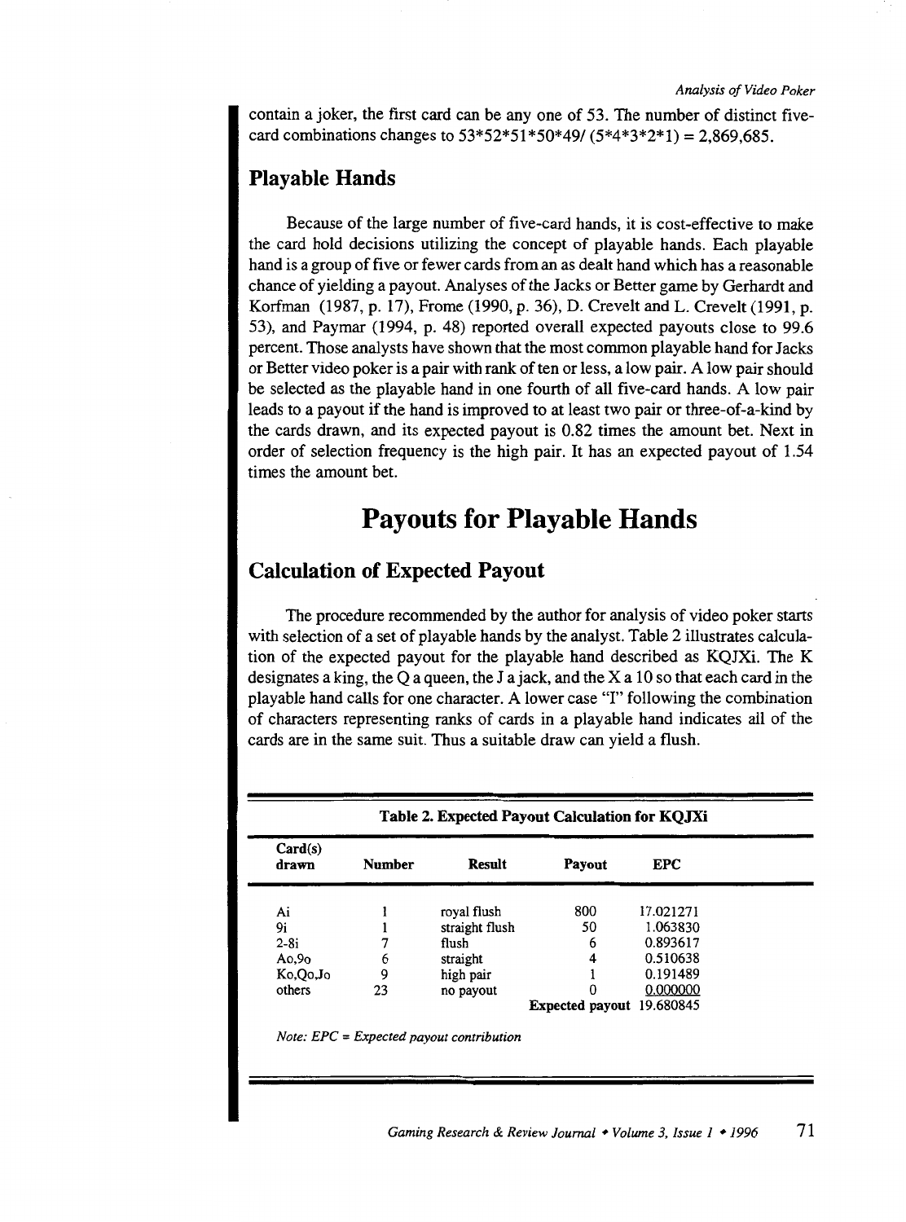contain a joker, the first card can be any one of 53. The number of distinct five-card combinations changes to 53*52*51*50*49/ (5*4*3*2*1) = 2,869,685.

## Playable Hands

Because of the large number of five-card hands, it is cost-effective to make the card hold decisions utilizing the concept of playable hands. Each playable hand is a group of five or fewer cards from an as dealt hand which has a reasonable chance of yielding a payout. Analyses of the Jacks or Better game by Gerhardt and Korfman (1987, p. 17), Frome (1990, p. 36), D. Crevelt and L. Crevelt (1991, p. 53), and Paymar (1994, p. 48) reported overall expected payouts close to 99.6 percent. Those analysts have shown that the most common playable hand for Jacks or Better video poker is a pair with rank of ten or less, a low pair. A low pair should be selected as the playable hand in one fourth of all five-card hands. A low pair leads to a payout if the hand is improved to at least two pair or three-of-a-kind by the cards drawn, and its expected payout is 0.82 times the amount bet. Next in order of selection frequency is the high pair. It has an expected payout of 1.54 times the amount bet.

# Payouts for Playable Hands

## Calculation of Expected Payout

The procedure recommended by the author for analysis of video poker starts with selection of a set of playable hands by the analyst. Table 2 illustrates calculation of the expected payout for the playable hand described as KQJXi. The K designates a king, the Q a queen, the J a jack, and the X a 10 so that each card in the playable hand calls for one character. A lower case "I" following the combination of characters representing ranks of cards in a playable hand indicates all of the cards are in the same suit. Thus a suitable draw can yield a flush.

**Table 2. Expected Payout Calculation for KQJXi**

| Card(s) drawn | Number | Result | Payout | EPC |
|---|---|---|---|---|
| Ai | 1 | royal flush | 800 | 17.021271 |
| 9i | 1 | straight flush | 50 | 1.063830 |
| 2-8i | 7 | flush | 6 | 0.893617 |
| Ao,9o | 6 | straight | 4 | 0.510638 |
| Ko,Qo,Jo | 9 | high pair | 1 | 0.191489 |
| others | 23 | no payout | 0 | 0.000000 |
| | | | **Expected payout** | 19.680845 |

*Note: EPC = Expected payout contribution*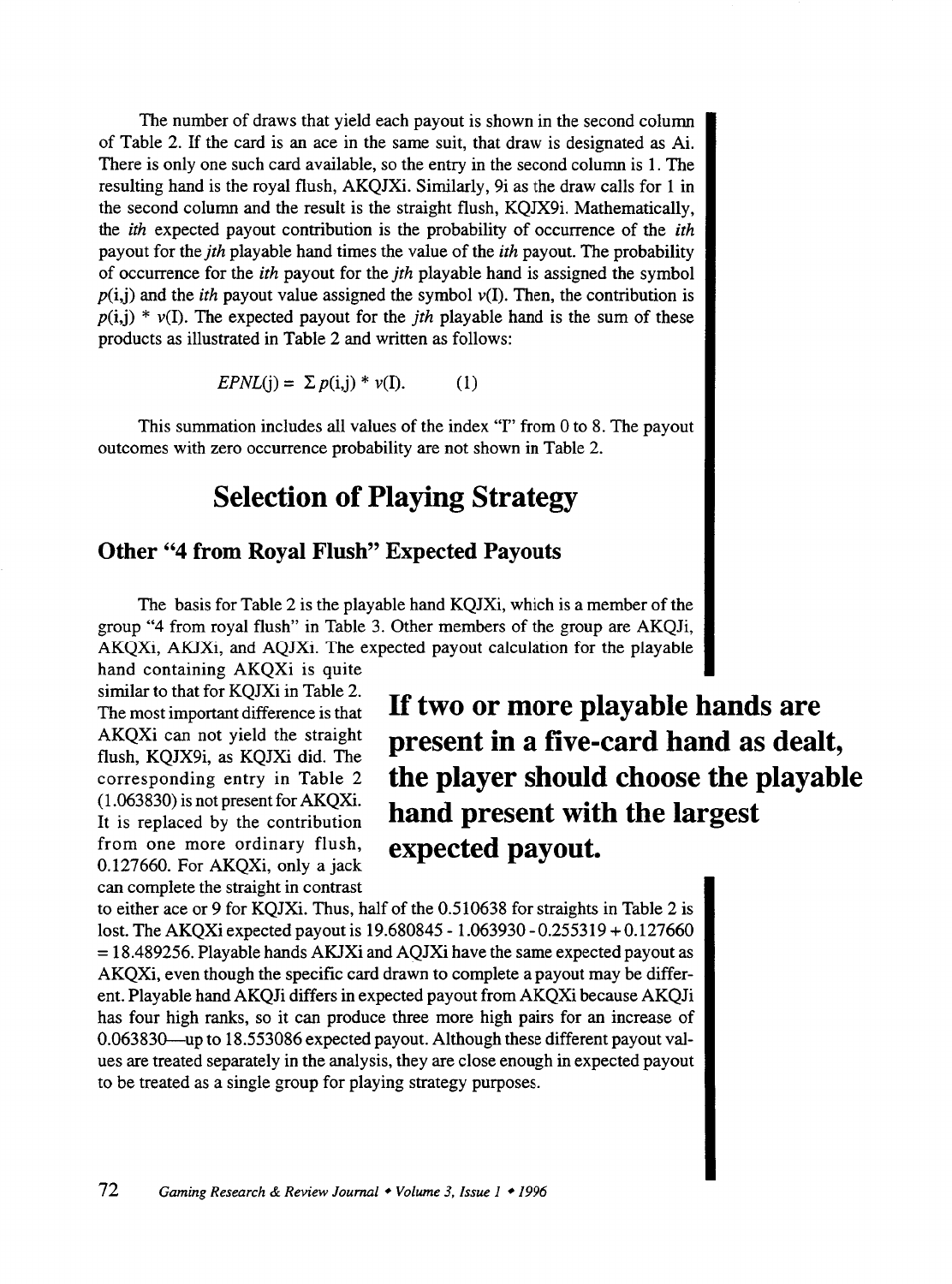The number of draws that yield each payout is shown in the second column of Table 2. If the card is an ace in the same suit, that draw is designated as Ai. There is only one such card available, so the entry in the second column is 1. The resulting hand is the royal flush, AKQJXi. Similarly, 9i as the draw calls for 1 in the second column and the result is the straight flush, KQJX9i. Mathematically, the *ith* expected payout contribution is the probability of occurrence of the *ith* payout for the *jth* playable hand times the value of the *ith* payout. The probability of occurrence for the *ith* payout for the *jth* playable hand is assigned the symbol $p(i,j)$ and the *ith* payout value assigned the symbol $v(I)$. Then, the contribution is $p(i,j) * v(I)$. The expected payout for the *jth* playable hand is the sum of these products as illustrated in Table 2 and written as follows:

$$EPNL(j) = \Sigma\, p(i,j) * v(I). \qquad (1)$$

This summation includes all values of the index "I" from 0 to 8. The payout outcomes with zero occurrence probability are not shown in Table 2.

# Selection of Playing Strategy

## Other "4 from Royal Flush" Expected Payouts

The basis for Table 2 is the playable hand KQJXi, which is a member of the group "4 from royal flush" in Table 3. Other members of the group are AKQJi, AKQXi, AKJXi, and AQJXi. The expected payout calculation for the playable hand containing AKQXi is quite similar to that for KQJXi in Table 2. The most important difference is that AKQXi can not yield the straight flush, KQJX9i, as KQJXi did. The corresponding entry in Table 2 (1.063830) is not present for AKQXi. It is replaced by the contribution from one more ordinary flush, 0.127660. For AKQXi, only a jack can complete the straight in contrast to either ace or 9 for KQJXi. Thus, half of the 0.510638 for straights in Table 2 is lost. The AKQXi expected payout is 19.680845 - 1.063930 - 0.255319 + 0.127660 = 18.489256. Playable hands AKJXi and AQJXi have the same expected payout as AKQXi, even though the specific card drawn to complete a payout may be different. Playable hand AKQJi differs in expected payout from AKQXi because AKQJi has four high ranks, so it can produce three more high pairs for an increase of 0.063830—up to 18.553086 expected payout. Although these different payout values are treated separately in the analysis, they are close enough in expected payout to be treated as a single group for playing strategy purposes.

**If two or more playable hands are present in a five-card hand as dealt, the player should choose the playable hand present with the largest expected payout.**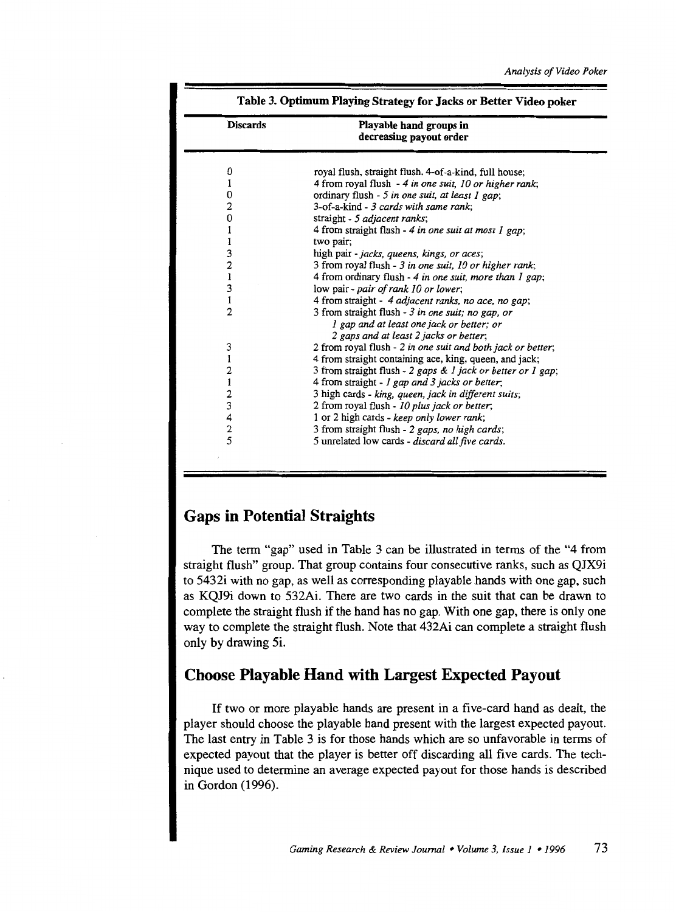**Table 3. Optimum Playing Strategy for Jacks or Better Video poker**

| Discards | Playable hand groups in decreasing payout order |
|---|---|
| 0 | royal flush, straight flush. 4-of-a-kind, full house; |
| 1 | 4 from royal flush - *4 in one suit, 10 or higher rank*; |
| 0 | ordinary flush - *5 in one suit, at least 1 gap*; |
| 2 | 3-of-a-kind - *3 cards with same rank*; |
| 0 | straight - *5 adjacent ranks*; |
| 1 | 4 from straight flush - *4 in one suit at most 1 gap*; |
| 1 | two pair; |
| 3 | high pair - *jacks, queens, kings, or aces*; |
| 2 | 3 from royal flush - *3 in one suit, 10 or higher rank*; |
| 1 | 4 from ordinary flush - *4 in one suit, more than 1 gap*; |
| 3 | low pair - *pair of rank 10 or lower*; |
| 1 | 4 from straight - *4 adjacent ranks, no ace, no gap*; |
| 2 | 3 from straight flush - *3 in one suit; no gap, or 1 gap and at least one jack or better; or 2 gaps and at least 2 jacks or better*; |
| 3 | 2 from royal flush - *2 in one suit and both jack or better*; |
| 1 | 4 from straight containing ace, king, queen, and jack; |
| 2 | 3 from straight flush - *2 gaps & 1 jack or better or 1 gap*; |
| 1 | 4 from straight - *1 gap and 3 jacks or better*; |
| 2 | 3 high cards - *king, queen, jack in different suits*; |
| 3 | 2 from royal flush - *10 plus jack or better*; |
| 4 | 1 or 2 high cards - *keep only lower rank*; |
| 2 | 3 from straight flush - *2 gaps, no high cards*; |
| 5 | 5 unrelated low cards - *discard all five cards*. |

## Gaps in Potential Straights

The term "gap" used in Table 3 can be illustrated in terms of the "4 from straight flush" group. That group contains four consecutive ranks, such as QJX9i to 5432i with no gap, as well as corresponding playable hands with one gap, such as KQJ9i down to 532Ai. There are two cards in the suit that can be drawn to complete the straight flush if the hand has no gap. With one gap, there is only one way to complete the straight flush. Note that 432Ai can complete a straight flush only by drawing 5i.

## Choose Playable Hand with Largest Expected Payout

If two or more playable hands are present in a five-card hand as dealt, the player should choose the playable hand present with the largest expected payout. The last entry in Table 3 is for those hands which are so unfavorable in terms of expected payout that the player is better off discarding all five cards. The technique used to determine an average expected payout for those hands is described in Gordon (1996).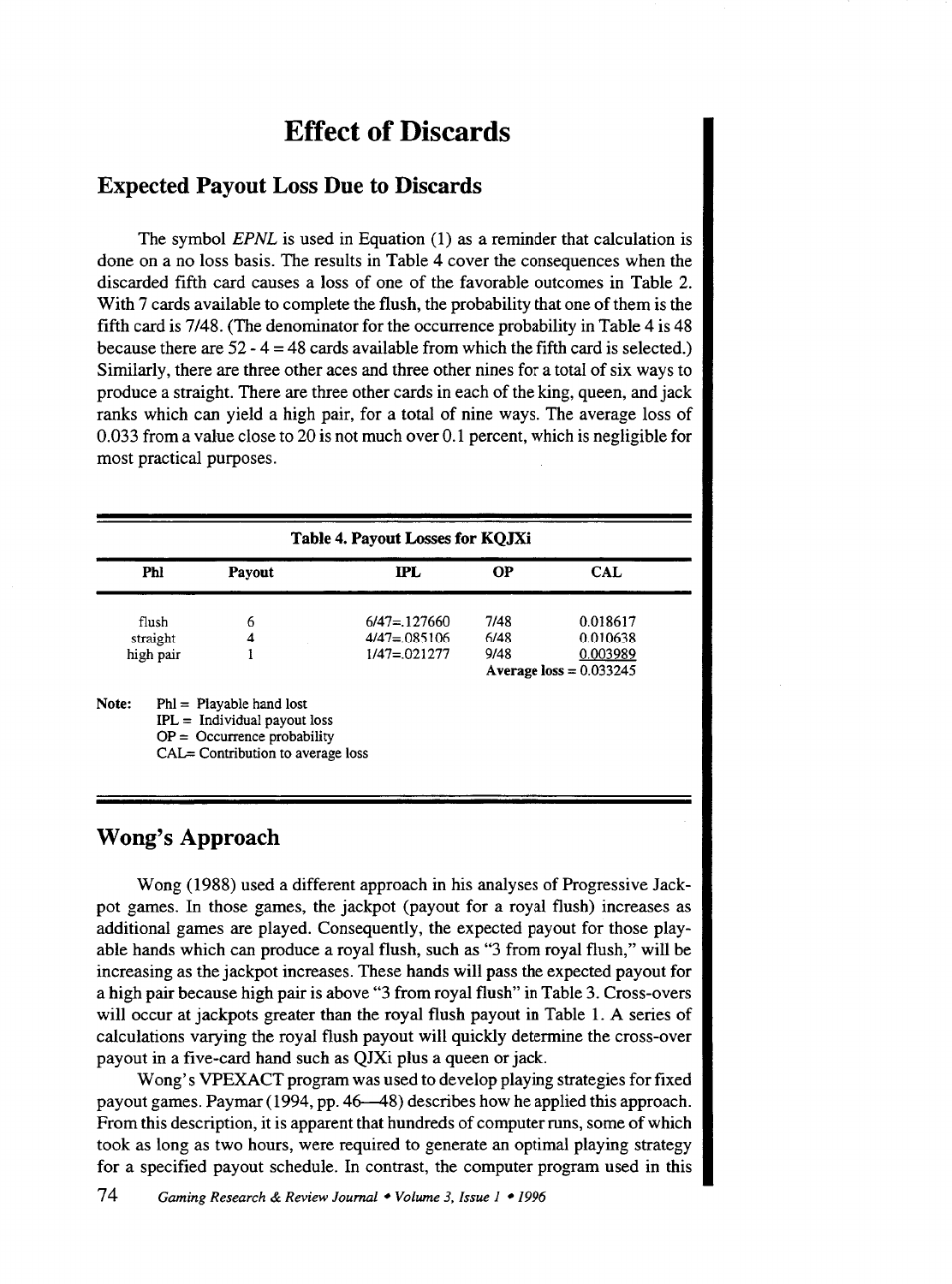# Effect of Discards

## Expected Payout Loss Due to Discards

The symbol *EPNL* is used in Equation (1) as a reminder that calculation is done on a no loss basis. The results in Table 4 cover the consequences when the discarded fifth card causes a loss of one of the favorable outcomes in Table 2. With 7 cards available to complete the flush, the probability that one of them is the fifth card is 7/48. (The denominator for the occurrence probability in Table 4 is 48 because there are 52 - 4 = 48 cards available from which the fifth card is selected.) Similarly, there are three other aces and three other nines for a total of six ways to produce a straight. There are three other cards in each of the king, queen, and jack ranks which can yield a high pair, for a total of nine ways. The average loss of 0.033 from a value close to 20 is not much over 0.1 percent, which is negligible for most practical purposes.

**Table 4. Payout Losses for KQJXi**

| Phl | Payout | IPL | OP | CAL |
|---|---|---|---|---|
| flush | 6 | 6/47=.127660 | 7/48 | 0.018617 |
| straight | 4 | 4/47=.085106 | 6/48 | 0.010638 |
| high pair | 1 | 1/47=.021277 | 9/48 | 0.003989 |
| | | | **Average loss** = 0.033245 | |

Note: Phl = Playable hand lost
IPL = Individual payout loss
OP = Occurrence probability
CAL= Contribution to average loss

## Wong's Approach

Wong (1988) used a different approach in his analyses of Progressive Jackpot games. In those games, the jackpot (payout for a royal flush) increases as additional games are played. Consequently, the expected payout for those playable hands which can produce a royal flush, such as "3 from royal flush," will be increasing as the jackpot increases. These hands will pass the expected payout for a high pair because high pair is above "3 from royal flush" in Table 3. Cross-overs will occur at jackpots greater than the royal flush payout in Table 1. A series of calculations varying the royal flush payout will quickly determine the cross-over payout in a five-card hand such as QJXi plus a queen or jack.

Wong's VPEXACT program was used to develop playing strategies for fixed payout games. Paymar (1994, pp. 46—48) describes how he applied this approach. From this description, it is apparent that hundreds of computer runs, some of which took as long as two hours, were required to generate an optimal playing strategy for a specified payout schedule. In contrast, the computer program used in this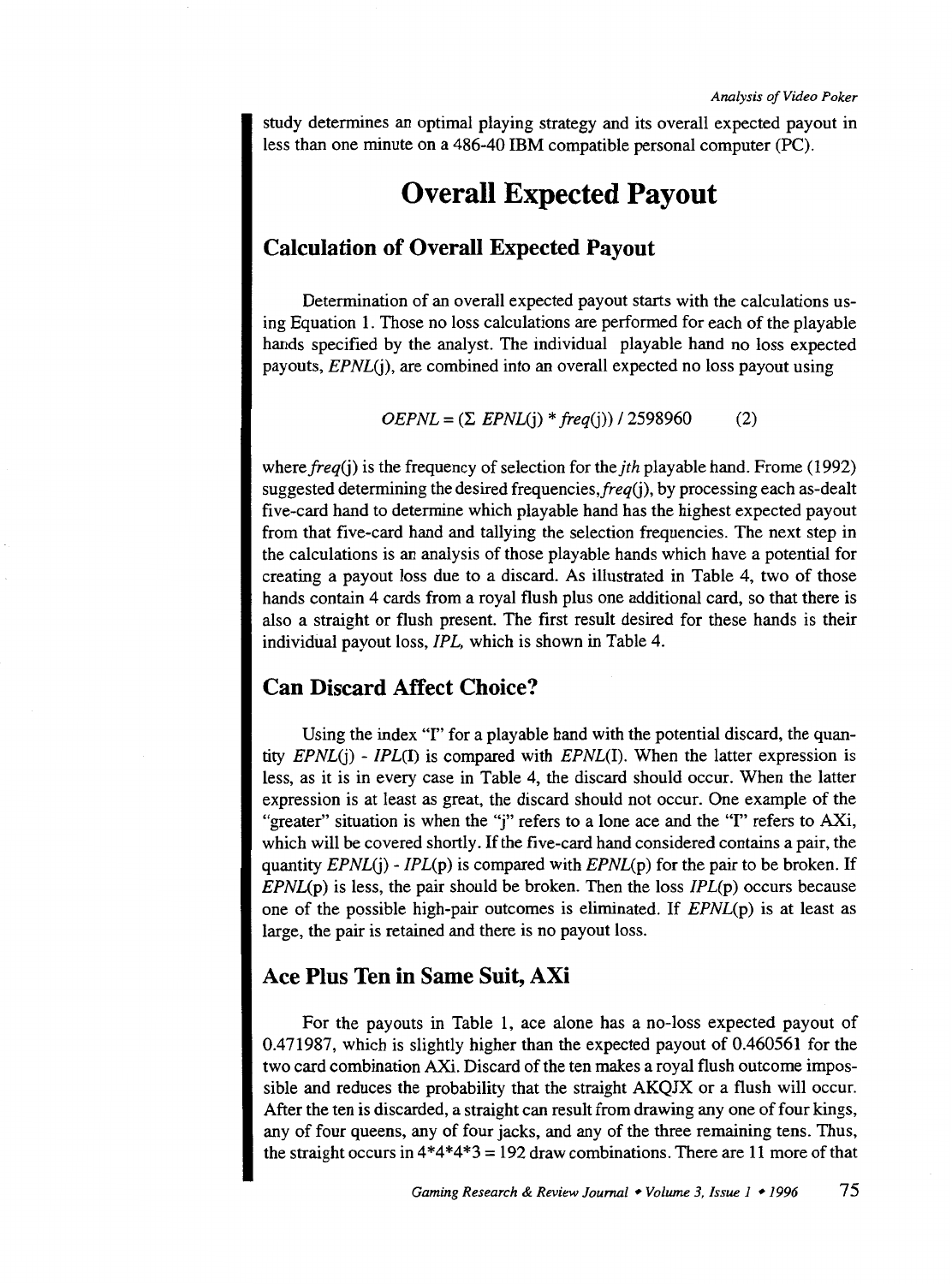study determines an optimal playing strategy and its overall expected payout in less than one minute on a 486-40 IBM compatible personal computer (PC).

# Overall Expected Payout

## Calculation of Overall Expected Payout

Determination of an overall expected payout starts with the calculations using Equation 1. Those no loss calculations are performed for each of the playable hands specified by the analyst. The individual playable hand no loss expected payouts, *EPNL*(j), are combined into an overall expected no loss payout using

$$OEPNL = (\Sigma\ EPNL(j) * freq(j)) / 2598960 \qquad (2)$$

where *freq*(j) is the frequency of selection for the *jth* playable hand. Frome (1992) suggested determining the desired frequencies, *freq*(j), by processing each as-dealt five-card hand to determine which playable hand has the highest expected payout from that five-card hand and tallying the selection frequencies. The next step in the calculations is an analysis of those playable hands which have a potential for creating a payout loss due to a discard. As illustrated in Table 4, two of those hands contain 4 cards from a royal flush plus one additional card, so that there is also a straight or flush present. The first result desired for these hands is their individual payout loss, *IPL*, which is shown in Table 4.

## Can Discard Affect Choice?

Using the index "I" for a playable hand with the potential discard, the quantity *EPNL*(j) - *IPL*(I) is compared with *EPNL*(I). When the latter expression is less, as it is in every case in Table 4, the discard should occur. When the latter expression is at least as great, the discard should not occur. One example of the "greater" situation is when the "j" refers to a lone ace and the "I" refers to AXi, which will be covered shortly. If the five-card hand considered contains a pair, the quantity *EPNL*(j) - *IPL*(p) is compared with *EPNL*(p) for the pair to be broken. If *EPNL*(p) is less, the pair should be broken. Then the loss *IPL*(p) occurs because one of the possible high-pair outcomes is eliminated. If *EPNL*(p) is at least as large, the pair is retained and there is no payout loss.

## Ace Plus Ten in Same Suit, AXi

For the payouts in Table 1, ace alone has a no-loss expected payout of 0.471987, which is slightly higher than the expected payout of 0.460561 for the two card combination AXi. Discard of the ten makes a royal flush outcome impossible and reduces the probability that the straight AKQJX or a flush will occur. After the ten is discarded, a straight can result from drawing any one of four kings, any of four queens, any of four jacks, and any of the three remaining tens. Thus, the straight occurs in 4*4*4*3 = 192 draw combinations. There are 11 more of that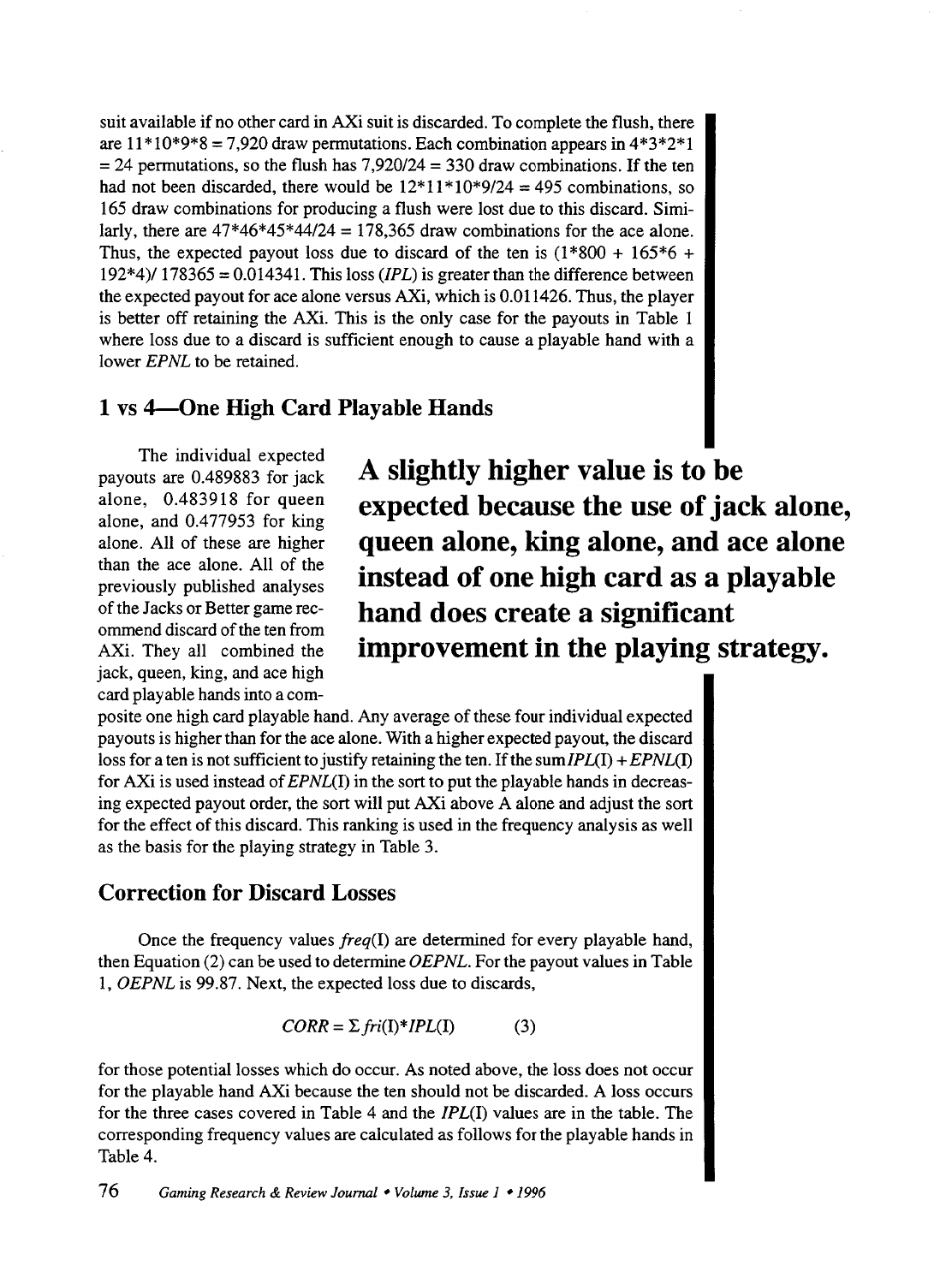suit available if no other card in AXi suit is discarded. To complete the flush, there are 11*10*9*8 = 7,920 draw permutations. Each combination appears in 4*3*2*1 = 24 permutations, so the flush has 7,920/24 = 330 draw combinations. If the ten had not been discarded, there would be 12*11*10*9/24 = 495 combinations, so 165 draw combinations for producing a flush were lost due to this discard. Similarly, there are 47*46*45*44/24 = 178,365 draw combinations for the ace alone. Thus, the expected payout loss due to discard of the ten is (1*800 + 165*6 + 192*4)/ 178365 = 0.014341. This loss (*IPL*) is greater than the difference between the expected payout for ace alone versus AXi, which is 0.011426. Thus, the player is better off retaining the AXi. This is the only case for the payouts in Table 1 where loss due to a discard is sufficient enough to cause a playable hand with a lower *EPNL* to be retained.

## 1 vs 4—One High Card Playable Hands

The individual expected payouts are 0.489883 for jack alone, 0.483918 for queen alone, and 0.477953 for king alone. All of these are higher than the ace alone. All of the previously published analyses of the Jacks or Better game recommend discard of the ten from AXi. They all combined the jack, queen, king, and ace high card playable hands into a composite one high card playable hand. Any average of these four individual expected payouts is higher than for the ace alone. With a higher expected payout, the discard loss for a ten is not sufficient to justify retaining the ten. If the sum *IPL*(I) + *EPNL*(I) for AXi is used instead of *EPNL*(I) in the sort to put the playable hands in decreasing expected payout order, the sort will put AXi above A alone and adjust the sort for the effect of this discard. This ranking is used in the frequency analysis as well as the basis for the playing strategy in Table 3.

**A slightly higher value is to be expected because the use of jack alone, queen alone, king alone, and ace alone instead of one high card as a playable hand does create a significant improvement in the playing strategy.**

## Correction for Discard Losses

Once the frequency values *freq*(I) are determined for every playable hand, then Equation (2) can be used to determine *OEPNL*. For the payout values in Table 1, *OEPNL* is 99.87. Next, the expected loss due to discards,

$$CORR = \Sigma fri(\mathrm{I})*IPL(\mathrm{I}) \qquad (3)$$

for those potential losses which do occur. As noted above, the loss does not occur for the playable hand AXi because the ten should not be discarded. A loss occurs for the three cases covered in Table 4 and the *IPL*(I) values are in the table. The corresponding frequency values are calculated as follows for the playable hands in Table 4.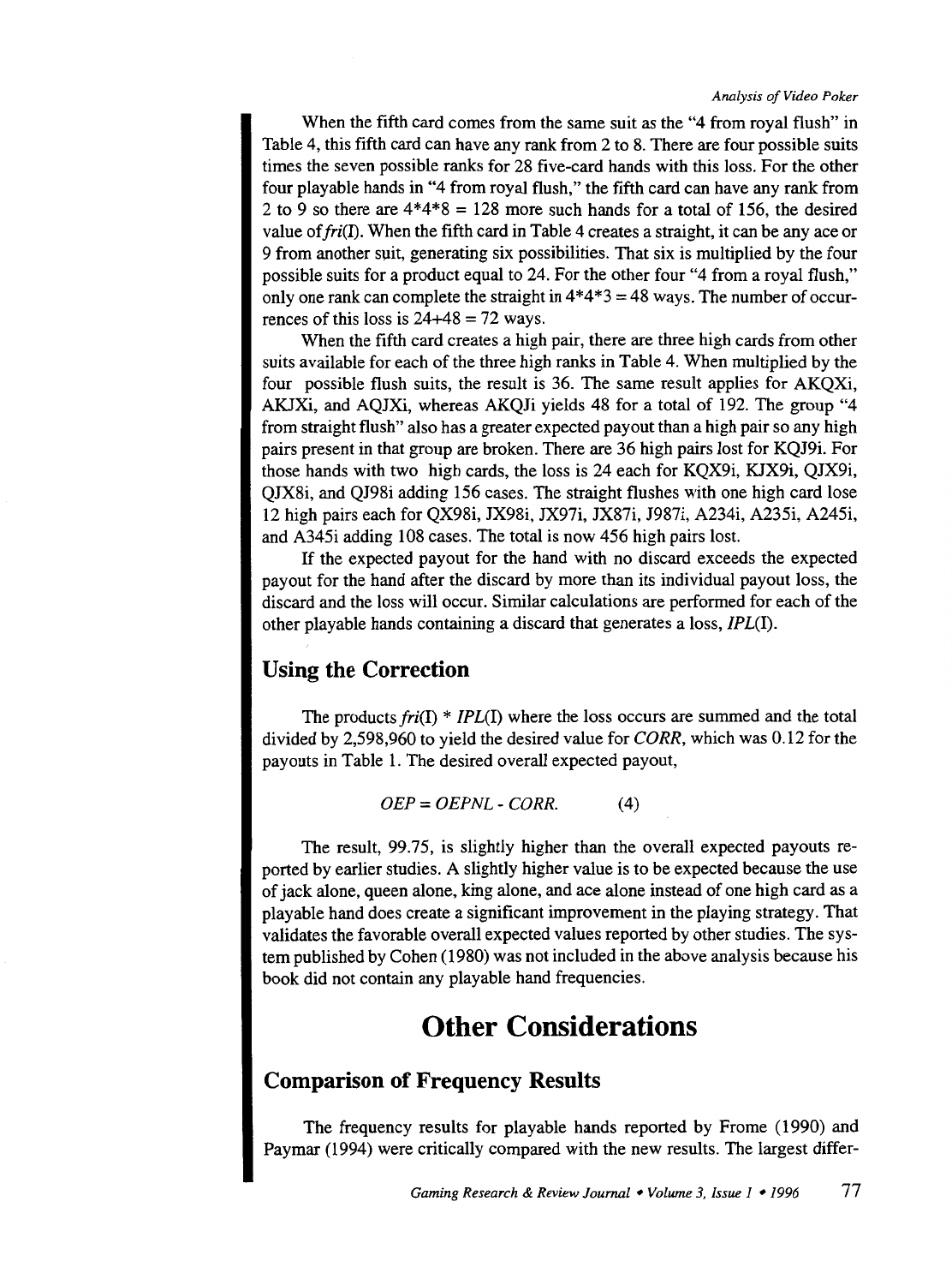When the fifth card comes from the same suit as the "4 from royal flush" in Table 4, this fifth card can have any rank from 2 to 8. There are four possible suits times the seven possible ranks for 28 five-card hands with this loss. For the other four playable hands in "4 from royal flush," the fifth card can have any rank from 2 to 9 so there are $4*4*8 = 128$ more such hands for a total of 156, the desired value of *fri*(I). When the fifth card in Table 4 creates a straight, it can be any ace or 9 from another suit, generating six possibilities. That six is multiplied by the four possible suits for a product equal to 24. For the other four "4 from a royal flush," only one rank can complete the straight in $4*4*3 = 48$ ways. The number of occurrences of this loss is $24+48 = 72$ ways.

When the fifth card creates a high pair, there are three high cards from other suits available for each of the three high ranks in Table 4. When multiplied by the four possible flush suits, the result is 36. The same result applies for AKQXi, AKJXi, and AQJXi, whereas AKQJi yields 48 for a total of 192. The group "4 from straight flush" also has a greater expected payout than a high pair so any high pairs present in that group are broken. There are 36 high pairs lost for KQJ9i. For those hands with two high cards, the loss is 24 each for KQX9i, KJX9i, QJX9i, QJX8i, and QJ98i adding 156 cases. The straight flushes with one high card lose 12 high pairs each for QX98i, JX98i, JX97i, JX87i, J987i, A234i, A235i, A245i, and A345i adding 108 cases. The total is now 456 high pairs lost.

If the expected payout for the hand with no discard exceeds the expected payout for the hand after the discard by more than its individual payout loss, the discard and the loss will occur. Similar calculations are performed for each of the other playable hands containing a discard that generates a loss, *IPL*(I).

## Using the Correction

The products *fri*(I) * *IPL*(I) where the loss occurs are summed and the total divided by 2,598,960 to yield the desired value for *CORR*, which was 0.12 for the payouts in Table 1. The desired overall expected payout,

$$OEP = OEPNL - CORR. \qquad (4)$$

The result, 99.75, is slightly higher than the overall expected payouts reported by earlier studies. A slightly higher value is to be expected because the use of jack alone, queen alone, king alone, and ace alone instead of one high card as a playable hand does create a significant improvement in the playing strategy. That validates the favorable overall expected values reported by other studies. The system published by Cohen (1980) was not included in the above analysis because his book did not contain any playable hand frequencies.

# Other Considerations

## Comparison of Frequency Results

The frequency results for playable hands reported by Frome (1990) and Paymar (1994) were critically compared with the new results. The largest differ-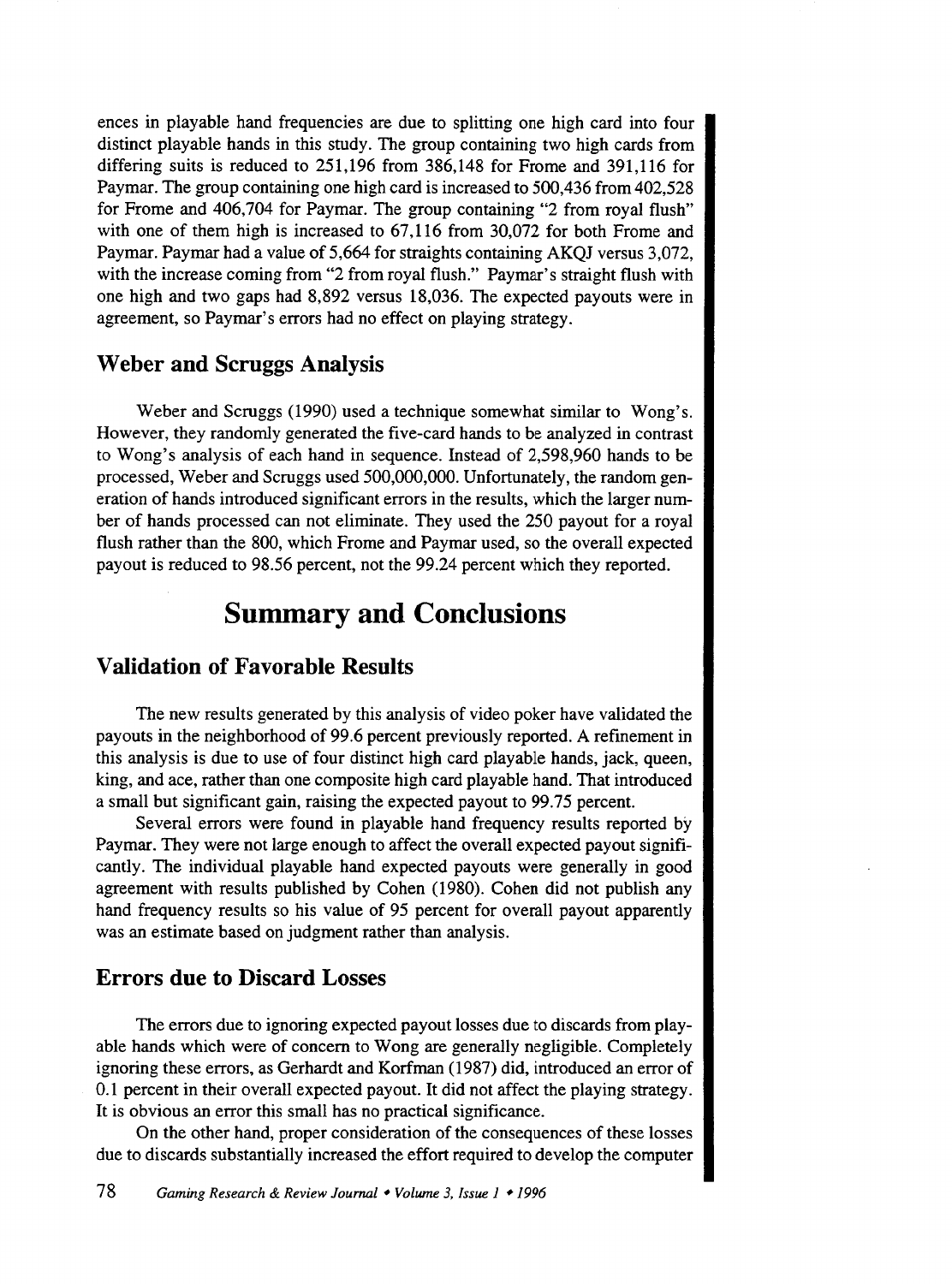ences in playable hand frequencies are due to splitting one high card into four distinct playable hands in this study. The group containing two high cards from differing suits is reduced to 251,196 from 386,148 for Frome and 391,116 for Paymar. The group containing one high card is increased to 500,436 from 402,528 for Frome and 406,704 for Paymar. The group containing "2 from royal flush" with one of them high is increased to 67,116 from 30,072 for both Frome and Paymar. Paymar had a value of 5,664 for straights containing AKQJ versus 3,072, with the increase coming from "2 from royal flush." Paymar's straight flush with one high and two gaps had 8,892 versus 18,036. The expected payouts were in agreement, so Paymar's errors had no effect on playing strategy.

## Weber and Scruggs Analysis

Weber and Scruggs (1990) used a technique somewhat similar to Wong's. However, they randomly generated the five-card hands to be analyzed in contrast to Wong's analysis of each hand in sequence. Instead of 2,598,960 hands to be processed, Weber and Scruggs used 500,000,000. Unfortunately, the random generation of hands introduced significant errors in the results, which the larger number of hands processed can not eliminate. They used the 250 payout for a royal flush rather than the 800, which Frome and Paymar used, so the overall expected payout is reduced to 98.56 percent, not the 99.24 percent which they reported.

# Summary and Conclusions

## Validation of Favorable Results

The new results generated by this analysis of video poker have validated the payouts in the neighborhood of 99.6 percent previously reported. A refinement in this analysis is due to use of four distinct high card playable hands, jack, queen, king, and ace, rather than one composite high card playable hand. That introduced a small but significant gain, raising the expected payout to 99.75 percent.

Several errors were found in playable hand frequency results reported by Paymar. They were not large enough to affect the overall expected payout significantly. The individual playable hand expected payouts were generally in good agreement with results published by Cohen (1980). Cohen did not publish any hand frequency results so his value of 95 percent for overall payout apparently was an estimate based on judgment rather than analysis.

## Errors due to Discard Losses

The errors due to ignoring expected payout losses due to discards from playable hands which were of concern to Wong are generally negligible. Completely ignoring these errors, as Gerhardt and Korfman (1987) did, introduced an error of 0.1 percent in their overall expected payout. It did not affect the playing strategy. It is obvious an error this small has no practical significance.

On the other hand, proper consideration of the consequences of these losses due to discards substantially increased the effort required to develop the computer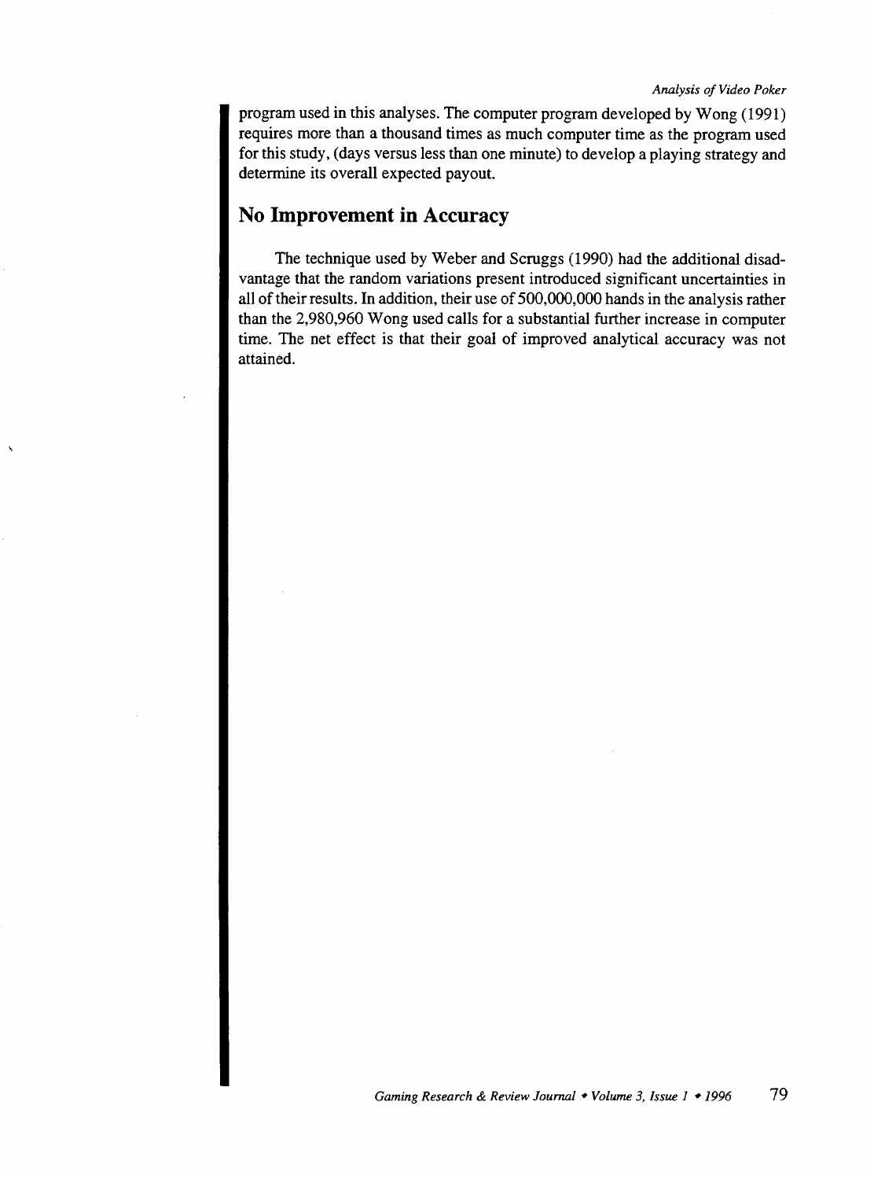program used in this analyses. The computer program developed by Wong (1991) requires more than a thousand times as much computer time as the program used for this study, (days versus less than one minute) to develop a playing strategy and determine its overall expected payout.

## No Improvement in Accuracy

The technique used by Weber and Scruggs (1990) had the additional disadvantage that the random variations present introduced significant uncertainties in all of their results. In addition, their use of 500,000,000 hands in the analysis rather than the 2,980,960 Wong used calls for a substantial further increase in computer time. The net effect is that their goal of improved analytical accuracy was not attained.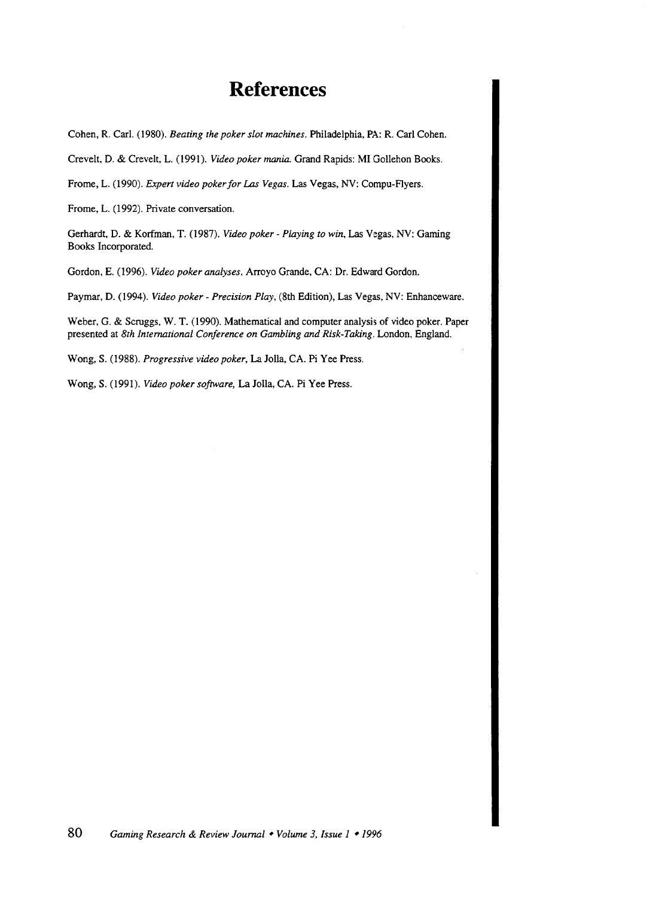# References

Cohen, R. Carl. (1980). *Beating the poker slot machines.* Philadelphia, PA: R. Carl Cohen.

Crevelt, D. & Crevelt, L. (1991). *Video poker mania.* Grand Rapids: MI Gollehon Books.

Frome, L. (1990). *Expert video poker for Las Vegas.* Las Vegas, NV: Compu-Flyers.

Frome, L. (1992). Private conversation.

Gerhardt, D. & Korfman, T. (1987). *Video poker - Playing to win,* Las Vegas, NV: Gaming Books Incorporated.

Gordon, E. (1996). *Video poker analyses,* Arroyo Grande, CA: Dr. Edward Gordon.

Paymar, D. (1994). *Video poker - Precision Play,* (8th Edition), Las Vegas, NV: Enhanceware.

Weber, G. & Scruggs, W. T. (1990). Mathematical and computer analysis of video poker. Paper presented at *8th International Conference on Gambling and Risk-Taking.* London, England.

Wong, S. (1988). *Progressive video poker,* La Jolla, CA. Pi Yee Press.

Wong, S. (1991). *Video poker software,* La Jolla, CA. Pi Yee Press.